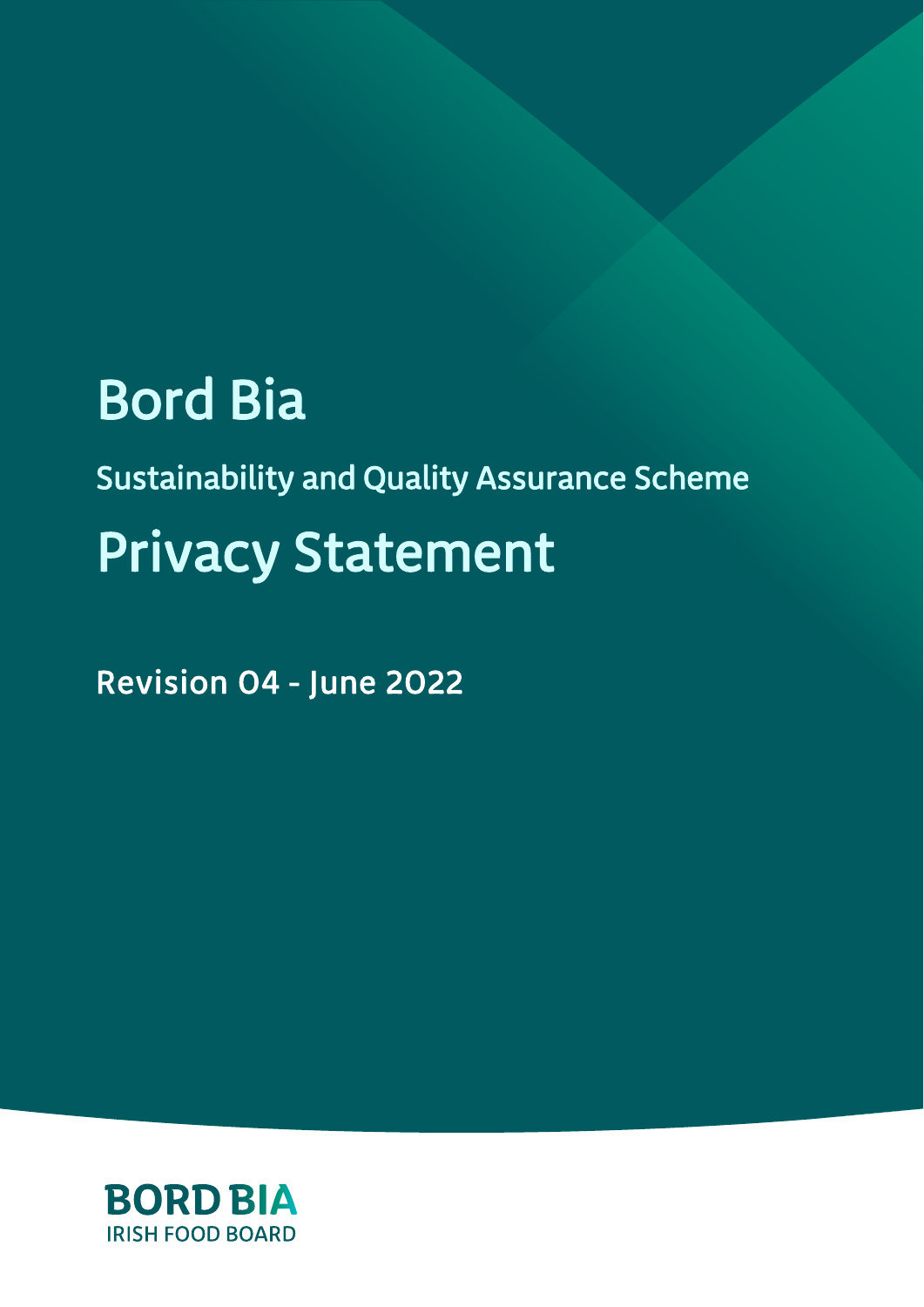# Bord Bia

## Sustainability and Quality Assurance Scheme

# Privacy Statement

**Revision 04 - June 2022**

BORD BIA
IRISH FOOD BOARD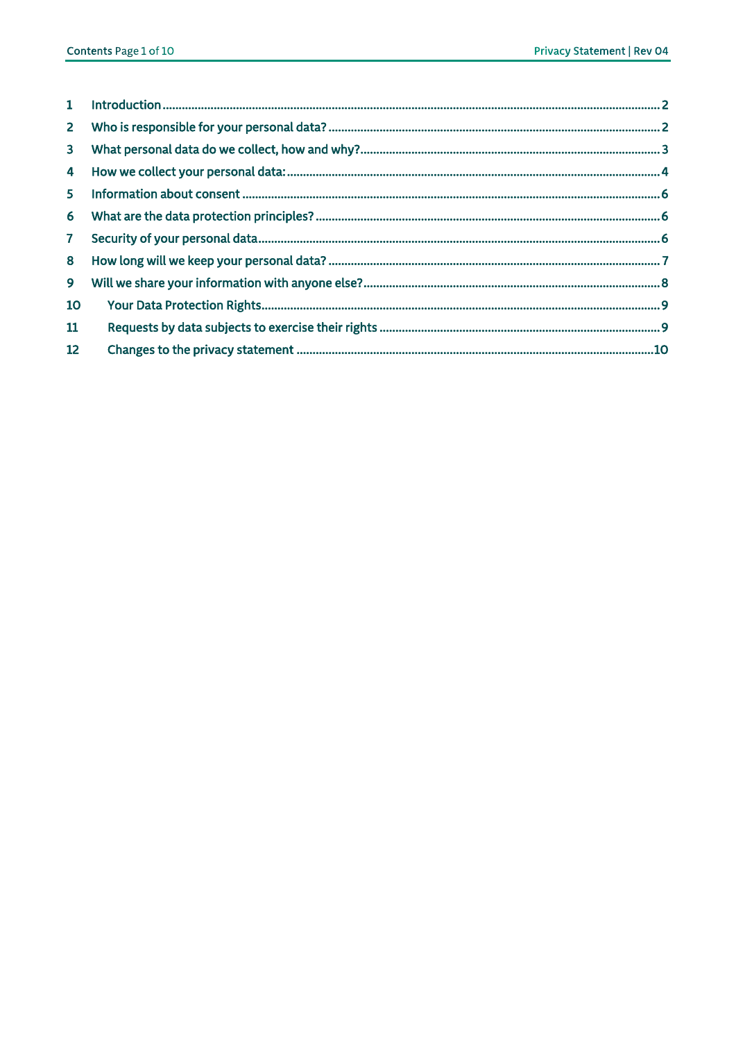| | | |
|---|---|---|
| 1 | Introduction | 2 |
| 2 | Who is responsible for your personal data? | 2 |
| 3 | What personal data do we collect, how and why? | 3 |
| 4 | How we collect your personal data: | 4 |
| 5 | Information about consent | 6 |
| 6 | What are the data protection principles? | 6 |
| 7 | Security of your personal data | 6 |
| 8 | How long will we keep your personal data? | 7 |
| 9 | Will we share your information with anyone else? | 8 |
| 10 | Your Data Protection Rights | 9 |
| 11 | Requests by data subjects to exercise their rights | 9 |
| 12 | Changes to the privacy statement | 10 |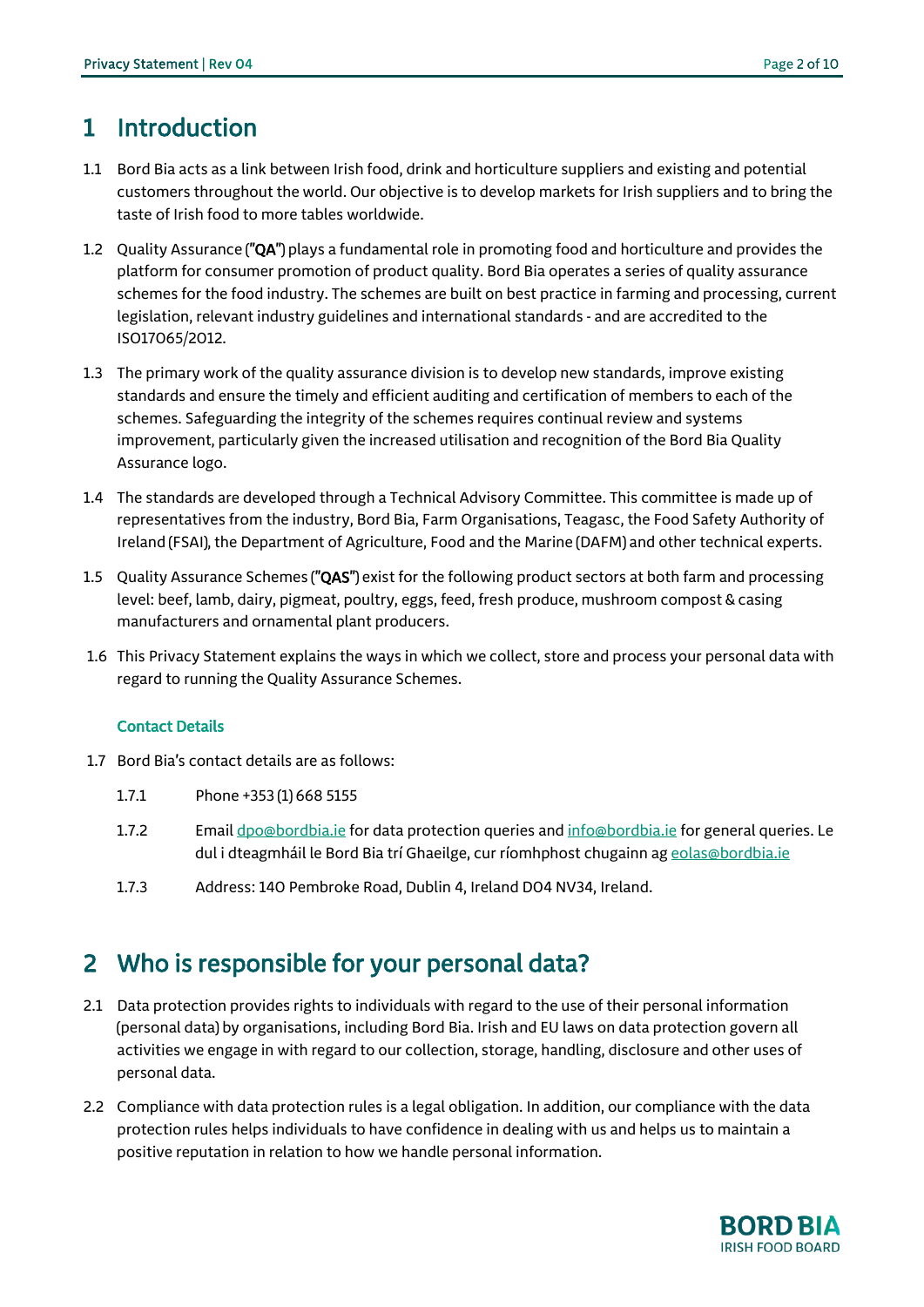# 1 Introduction

1.1 Bord Bia acts as a link between Irish food, drink and horticulture suppliers and existing and potential customers throughout the world. Our objective is to develop markets for Irish suppliers and to bring the taste of Irish food to more tables worldwide.

1.2 Quality Assurance ("**QA**") plays a fundamental role in promoting food and horticulture and provides the platform for consumer promotion of product quality. Bord Bia operates a series of quality assurance schemes for the food industry. The schemes are built on best practice in farming and processing, current legislation, relevant industry guidelines and international standards - and are accredited to the ISO17065/2012.

1.3 The primary work of the quality assurance division is to develop new standards, improve existing standards and ensure the timely and efficient auditing and certification of members to each of the schemes. Safeguarding the integrity of the schemes requires continual review and systems improvement, particularly given the increased utilisation and recognition of the Bord Bia Quality Assurance logo.

1.4 The standards are developed through a Technical Advisory Committee. This committee is made up of representatives from the industry, Bord Bia, Farm Organisations, Teagasc, the Food Safety Authority of Ireland (FSAI), the Department of Agriculture, Food and the Marine (DAFM) and other technical experts.

1.5 Quality Assurance Schemes ("**QAS**") exist for the following product sectors at both farm and processing level: beef, lamb, dairy, pigmeat, poultry, eggs, feed, fresh produce, mushroom compost & casing manufacturers and ornamental plant producers.

1.6 This Privacy Statement explains the ways in which we collect, store and process your personal data with regard to running the Quality Assurance Schemes.

### Contact Details

1.7 Bord Bia's contact details are as follows:

1.7.1 Phone +353 (1) 668 5155

1.7.2 Email dpo@bordbia.ie for data protection queries and info@bordbia.ie for general queries. Le dul i dteagmháil le Bord Bia trí Ghaeilge, cur ríomhphost chugainn ag eolas@bordbia.ie

1.7.3 Address: 140 Pembroke Road, Dublin 4, Ireland D04 NV34, Ireland.

# 2 Who is responsible for your personal data?

2.1 Data protection provides rights to individuals with regard to the use of their personal information (personal data) by organisations, including Bord Bia. Irish and EU laws on data protection govern all activities we engage in with regard to our collection, storage, handling, disclosure and other uses of personal data.

2.2 Compliance with data protection rules is a legal obligation. In addition, our compliance with the data protection rules helps individuals to have confidence in dealing with us and helps us to maintain a positive reputation in relation to how we handle personal information.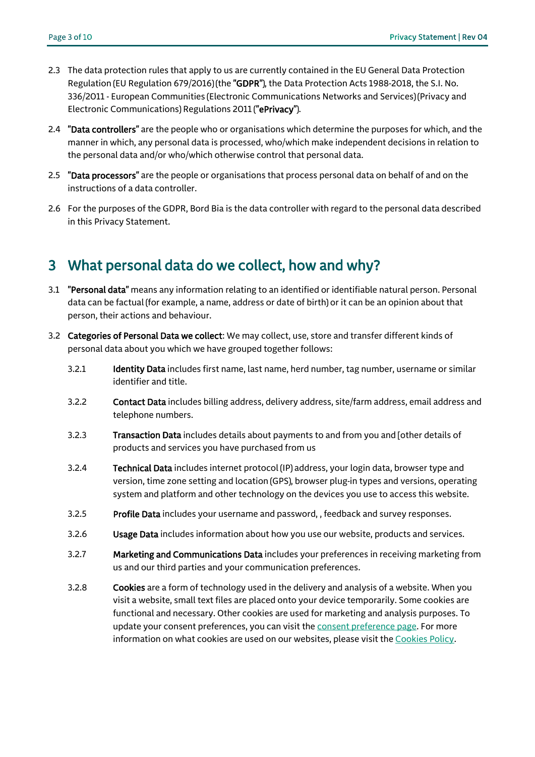2.3 The data protection rules that apply to us are currently contained in the EU General Data Protection Regulation (EU Regulation 679/2016) (the "**GDPR**"), the Data Protection Acts 1988-2018, the S.I. No. 336/2011 - European Communities (Electronic Communications Networks and Services) (Privacy and Electronic Communications) Regulations 2011 ("**ePrivacy**").

2.4 "**Data controllers**" are the people who or organisations which determine the purposes for which, and the manner in which, any personal data is processed, who/which make independent decisions in relation to the personal data and/or who/which otherwise control that personal data.

2.5 "**Data processors**" are the people or organisations that process personal data on behalf of and on the instructions of a data controller.

2.6 For the purposes of the GDPR, Bord Bia is the data controller with regard to the personal data described in this Privacy Statement.

# 3 What personal data do we collect, how and why?

3.1 "**Personal data**" means any information relating to an identified or identifiable natural person. Personal data can be factual (for example, a name, address or date of birth) or it can be an opinion about that person, their actions and behaviour.

3.2 **Categories of Personal Data we collect**: We may collect, use, store and transfer different kinds of personal data about you which we have grouped together follows:

3.2.1 **Identity Data** includes first name, last name, herd number, tag number, username or similar identifier and title.

3.2.2 **Contact Data** includes billing address, delivery address, site/farm address, email address and telephone numbers.

3.2.3 **Transaction Data** includes details about payments to and from you and [other details of products and services you have purchased from us

3.2.4 **Technical Data** includes internet protocol (IP) address, your login data, browser type and version, time zone setting and location (GPS), browser plug-in types and versions, operating system and platform and other technology on the devices you use to access this website.

3.2.5 **Profile Data** includes your username and password, , feedback and survey responses.

3.2.6 **Usage Data** includes information about how you use our website, products and services.

3.2.7 **Marketing and Communications Data** includes your preferences in receiving marketing from us and our third parties and your communication preferences.

3.2.8 **Cookies** are a form of technology used in the delivery and analysis of a website. When you visit a website, small text files are placed onto your device temporarily. Some cookies are functional and necessary. Other cookies are used for marketing and analysis purposes. To update your consent preferences, you can visit the consent preference page. For more information on what cookies are used on our websites, please visit the Cookies Policy.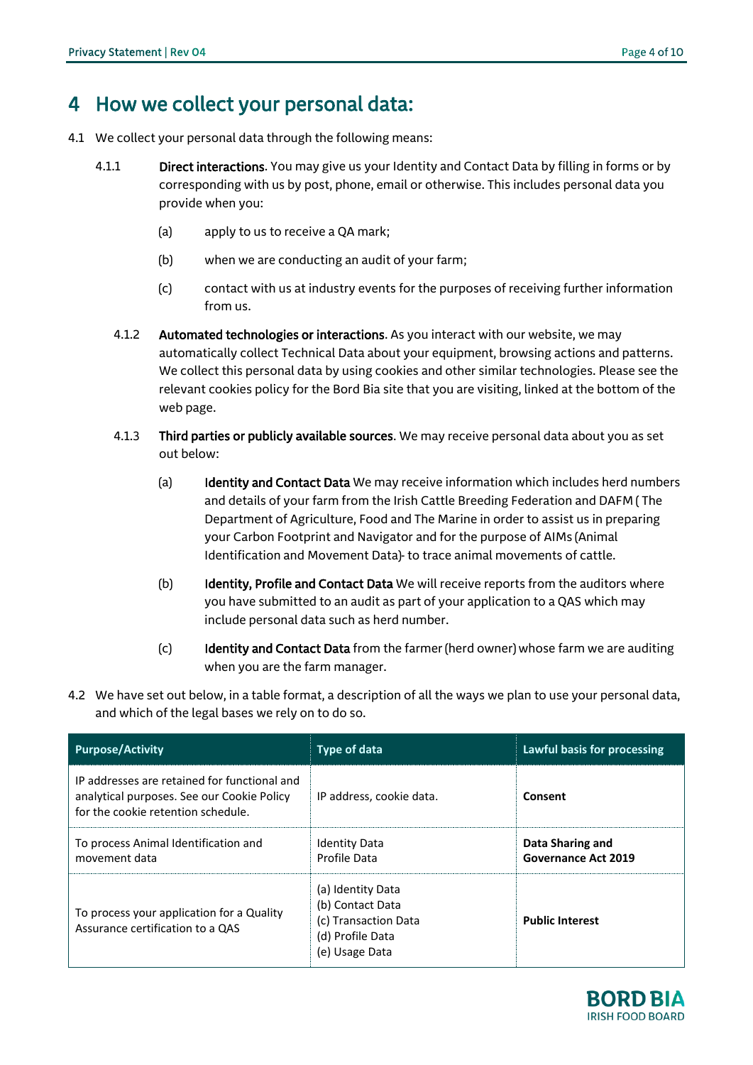# 4 How we collect your personal data:

4.1 We collect your personal data through the following means:

4.1.1 **Direct interactions**. You may give us your Identity and Contact Data by filling in forms or by corresponding with us by post, phone, email or otherwise. This includes personal data you provide when you:

(a) apply to us to receive a QA mark;

(b) when we are conducting an audit of your farm;

(c) contact with us at industry events for the purposes of receiving further information from us.

4.1.2 **Automated technologies or interactions**. As you interact with our website, we may automatically collect Technical Data about your equipment, browsing actions and patterns. We collect this personal data by using cookies and other similar technologies. Please see the relevant cookies policy for the Bord Bia site that you are visiting, linked at the bottom of the web page.

4.1.3 **Third parties or publicly available sources**. We may receive personal data about you as set out below:

(a) **Identity and Contact Data** We may receive information which includes herd numbers and details of your farm from the Irish Cattle Breeding Federation and DAFM ( The Department of Agriculture, Food and The Marine in order to assist us in preparing your Carbon Footprint and Navigator and for the purpose of AIMs (Animal Identification and Movement Data)- to trace animal movements of cattle.

(b) **Identity, Profile and Contact Data** We will receive reports from the auditors where you have submitted to an audit as part of your application to a QAS which may include personal data such as herd number.

(c) **Identity and Contact Data** from the farmer (herd owner) whose farm we are auditing when you are the farm manager.

4.2 We have set out below, in a table format, a description of all the ways we plan to use your personal data, and which of the legal bases we rely on to do so.

| Purpose/Activity | Type of data | Lawful basis for processing |
|---|---|---|
| IP addresses are retained for functional and analytical purposes. See our Cookie Policy for the cookie retention schedule. | IP address, cookie data. | **Consent** |
| To process Animal Identification and movement data | Identity Data<br>Profile Data | **Data Sharing and Governance Act 2019** |
| To process your application for a Quality Assurance certification to a QAS | (a) Identity Data<br>(b) Contact Data<br>(c) Transaction Data<br>(d) Profile Data<br>(e) Usage Data | **Public Interest** |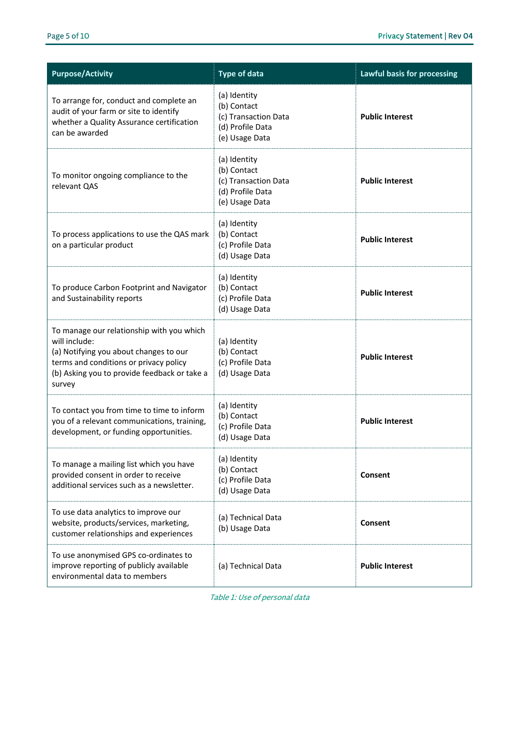| Purpose/Activity | Type of data | Lawful basis for processing |
|---|---|---|
| To arrange for, conduct and complete an audit of your farm or site to identify whether a Quality Assurance certification can be awarded | (a) Identity<br>(b) Contact<br>(c) Transaction Data<br>(d) Profile Data<br>(e) Usage Data | **Public Interest** |
| To monitor ongoing compliance to the relevant QAS | (a) Identity<br>(b) Contact<br>(c) Transaction Data<br>(d) Profile Data<br>(e) Usage Data | **Public Interest** |
| To process applications to use the QAS mark on a particular product | (a) Identity<br>(b) Contact<br>(c) Profile Data<br>(d) Usage Data | **Public Interest** |
| To produce Carbon Footprint and Navigator and Sustainability reports | (a) Identity<br>(b) Contact<br>(c) Profile Data<br>(d) Usage Data | **Public Interest** |
| To manage our relationship with you which will include:<br>(a) Notifying you about changes to our terms and conditions or privacy policy<br>(b) Asking you to provide feedback or take a survey | (a) Identity<br>(b) Contact<br>(c) Profile Data<br>(d) Usage Data | **Public Interest** |
| To contact you from time to time to inform you of a relevant communications, training, development, or funding opportunities. | (a) Identity<br>(b) Contact<br>(c) Profile Data<br>(d) Usage Data | **Public Interest** |
| To manage a mailing list which you have provided consent in order to receive additional services such as a newsletter. | (a) Identity<br>(b) Contact<br>(c) Profile Data<br>(d) Usage Data | **Consent** |
| To use data analytics to improve our website, products/services, marketing, customer relationships and experiences | (a) Technical Data<br>(b) Usage Data | **Consent** |
| To use anonymised GPS co-ordinates to improve reporting of publicly available environmental data to members | (a) Technical Data | **Public Interest** |

*Table 1: Use of personal data*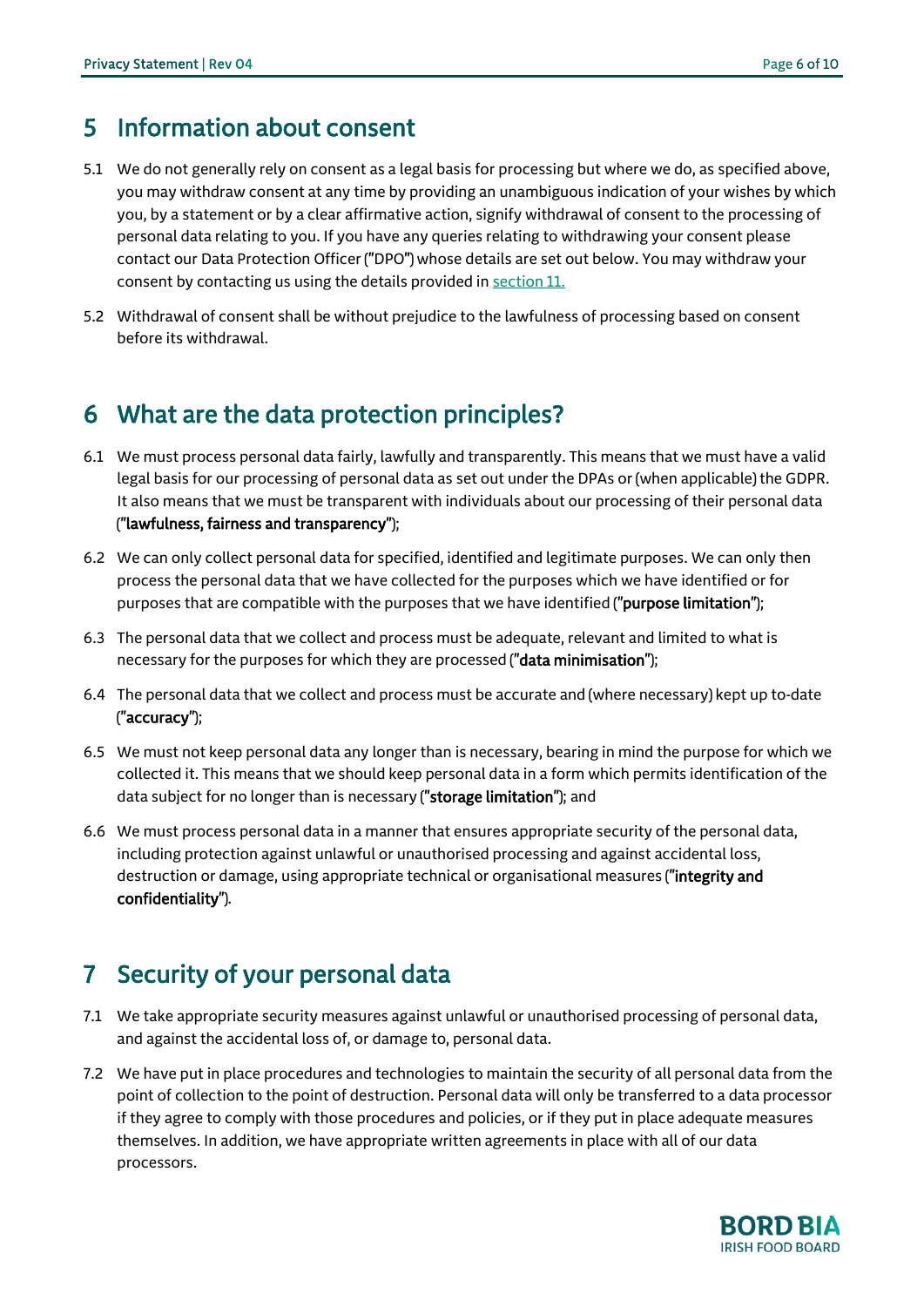## 5 Information about consent

5.1 We do not generally rely on consent as a legal basis for processing but where we do, as specified above, you may withdraw consent at any time by providing an unambiguous indication of your wishes by which you, by a statement or by a clear affirmative action, signify withdrawal of consent to the processing of personal data relating to you. If you have any queries relating to withdrawing your consent please contact our Data Protection Officer ("DPO") whose details are set out below. You may withdraw your consent by contacting us using the details provided in section 11.

5.2 Withdrawal of consent shall be without prejudice to the lawfulness of processing based on consent before its withdrawal.

## 6 What are the data protection principles?

6.1 We must process personal data fairly, lawfully and transparently. This means that we must have a valid legal basis for our processing of personal data as set out under the DPAs or (when applicable) the GDPR. It also means that we must be transparent with individuals about our processing of their personal data ("**lawfulness, fairness and transparency**");

6.2 We can only collect personal data for specified, identified and legitimate purposes. We can only then process the personal data that we have collected for the purposes which we have identified or for purposes that are compatible with the purposes that we have identified ("**purpose limitation**");

6.3 The personal data that we collect and process must be adequate, relevant and limited to what is necessary for the purposes for which they are processed ("**data minimisation**");

6.4 The personal data that we collect and process must be accurate and (where necessary) kept up to-date ("**accuracy**");

6.5 We must not keep personal data any longer than is necessary, bearing in mind the purpose for which we collected it. This means that we should keep personal data in a form which permits identification of the data subject for no longer than is necessary ("**storage limitation**"); and

6.6 We must process personal data in a manner that ensures appropriate security of the personal data, including protection against unlawful or unauthorised processing and against accidental loss, destruction or damage, using appropriate technical or organisational measures ("**integrity and confidentiality**").

## 7 Security of your personal data

7.1 We take appropriate security measures against unlawful or unauthorised processing of personal data, and against the accidental loss of, or damage to, personal data.

7.2 We have put in place procedures and technologies to maintain the security of all personal data from the point of collection to the point of destruction. Personal data will only be transferred to a data processor if they agree to comply with those procedures and policies, or if they put in place adequate measures themselves. In addition, we have appropriate written agreements in place with all of our data processors.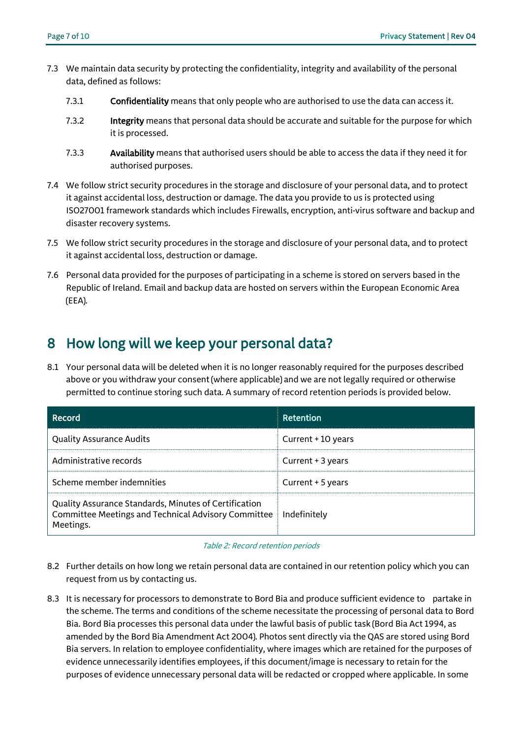7.3 We maintain data security by protecting the confidentiality, integrity and availability of the personal data, defined as follows:

7.3.1 **Confidentiality** means that only people who are authorised to use the data can access it.

7.3.2 **Integrity** means that personal data should be accurate and suitable for the purpose for which it is processed.

7.3.3 **Availability** means that authorised users should be able to access the data if they need it for authorised purposes.

7.4 We follow strict security procedures in the storage and disclosure of your personal data, and to protect it against accidental loss, destruction or damage. The data you provide to us is protected using ISO27001 framework standards which includes Firewalls, encryption, anti-virus software and backup and disaster recovery systems.

7.5 We follow strict security procedures in the storage and disclosure of your personal data, and to protect it against accidental loss, destruction or damage.

7.6 Personal data provided for the purposes of participating in a scheme is stored on servers based in the Republic of Ireland. Email and backup data are hosted on servers within the European Economic Area (EEA).

# 8 How long will we keep your personal data?

8.1 Your personal data will be deleted when it is no longer reasonably required for the purposes described above or you withdraw your consent (where applicable) and we are not legally required or otherwise permitted to continue storing such data. A summary of record retention periods is provided below.

| Record | Retention |
|---|---|
| Quality Assurance Audits | Current + 10 years |
| Administrative records | Current + 3 years |
| Scheme member indemnities | Current + 5 years |
| Quality Assurance Standards, Minutes of Certification Committee Meetings and Technical Advisory Committee Meetings. | Indefinitely |

*Table 2: Record retention periods*

8.2 Further details on how long we retain personal data are contained in our retention policy which you can request from us by contacting us.

8.3 It is necessary for processors to demonstrate to Bord Bia and produce sufficient evidence to partake in the scheme. The terms and conditions of the scheme necessitate the processing of personal data to Bord Bia. Bord Bia processes this personal data under the lawful basis of public task (Bord Bia Act 1994, as amended by the Bord Bia Amendment Act 2004). Photos sent directly via the QAS are stored using Bord Bia servers. In relation to employee confidentiality, where images which are retained for the purposes of evidence unnecessarily identifies employees, if this document/image is necessary to retain for the purposes of evidence unnecessary personal data will be redacted or cropped where applicable. In some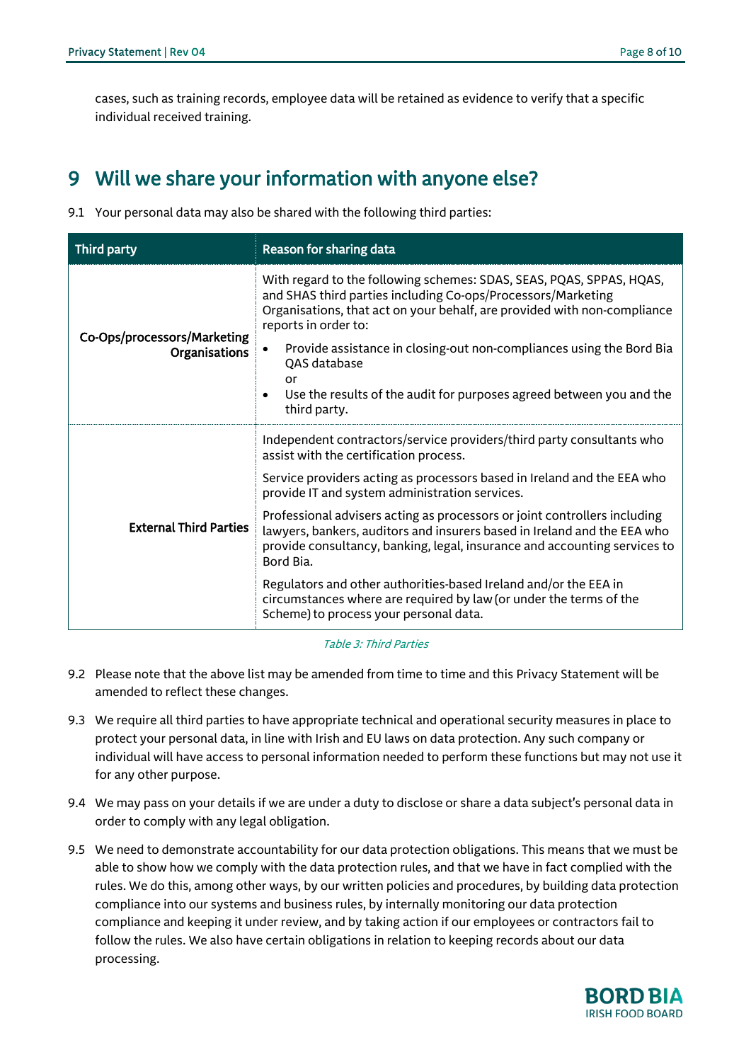cases, such as training records, employee data will be retained as evidence to verify that a specific individual received training.

# 9 Will we share your information with anyone else?

9.1 Your personal data may also be shared with the following third parties:

| Third party | Reason for sharing data |
|---|---|
| Co-Ops/processors/Marketing Organisations | With regard to the following schemes: SDAS, SEAS, PQAS, SPPAS, HQAS, and SHAS third parties including Co-ops/Processors/Marketing Organisations, that act on your behalf, are provided with non-compliance reports in order to:<br>• Provide assistance in closing-out non-compliances using the Bord Bia QAS database<br>or<br>• Use the results of the audit for purposes agreed between you and the third party. |
| External Third Parties | Independent contractors/service providers/third party consultants who assist with the certification process.<br><br>Service providers acting as processors based in Ireland and the EEA who provide IT and system administration services.<br><br>Professional advisers acting as processors or joint controllers including lawyers, bankers, auditors and insurers based in Ireland and the EEA who provide consultancy, banking, legal, insurance and accounting services to Bord Bia.<br><br>Regulators and other authorities-based Ireland and/or the EEA in circumstances where are required by law (or under the terms of the Scheme) to process your personal data. |

*Table 3: Third Parties*

9.2 Please note that the above list may be amended from time to time and this Privacy Statement will be amended to reflect these changes.

9.3 We require all third parties to have appropriate technical and operational security measures in place to protect your personal data, in line with Irish and EU laws on data protection. Any such company or individual will have access to personal information needed to perform these functions but may not use it for any other purpose.

9.4 We may pass on your details if we are under a duty to disclose or share a data subject's personal data in order to comply with any legal obligation.

9.5 We need to demonstrate accountability for our data protection obligations. This means that we must be able to show how we comply with the data protection rules, and that we have in fact complied with the rules. We do this, among other ways, by our written policies and procedures, by building data protection compliance into our systems and business rules, by internally monitoring our data protection compliance and keeping it under review, and by taking action if our employees or contractors fail to follow the rules. We also have certain obligations in relation to keeping records about our data processing.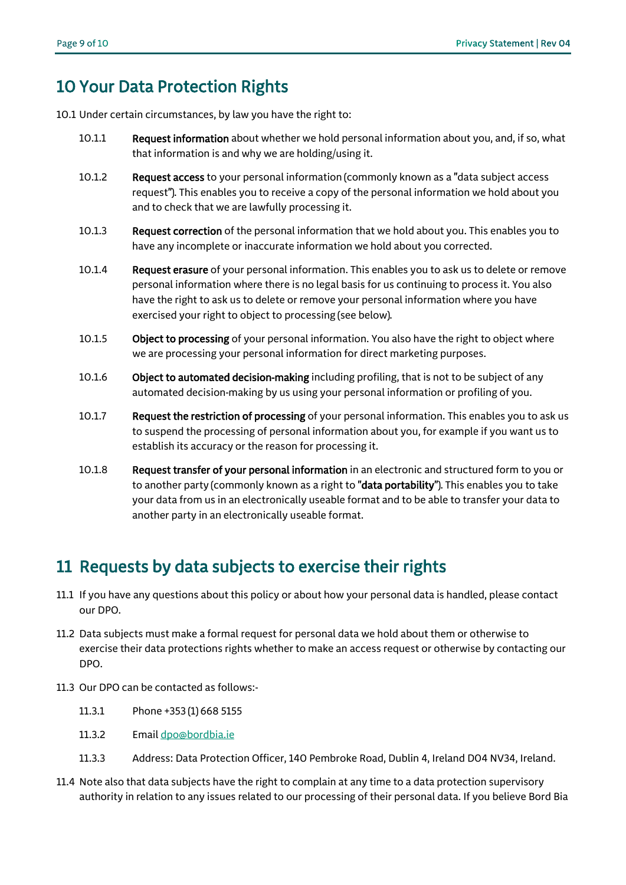## 10 Your Data Protection Rights

10.1 Under certain circumstances, by law you have the right to:

10.1.1 **Request information** about whether we hold personal information about you, and, if so, what that information is and why we are holding/using it.

10.1.2 **Request access** to your personal information (commonly known as a "data subject access request"). This enables you to receive a copy of the personal information we hold about you and to check that we are lawfully processing it.

10.1.3 **Request correction** of the personal information that we hold about you. This enables you to have any incomplete or inaccurate information we hold about you corrected.

10.1.4 **Request erasure** of your personal information. This enables you to ask us to delete or remove personal information where there is no legal basis for us continuing to process it. You also have the right to ask us to delete or remove your personal information where you have exercised your right to object to processing (see below).

10.1.5 **Object to processing** of your personal information. You also have the right to object where we are processing your personal information for direct marketing purposes.

10.1.6 **Object to automated decision-making** including profiling, that is not to be subject of any automated decision-making by us using your personal information or profiling of you.

10.1.7 **Request the restriction of processing** of your personal information. This enables you to ask us to suspend the processing of personal information about you, for example if you want us to establish its accuracy or the reason for processing it.

10.1.8 **Request transfer of your personal information** in an electronic and structured form to you or to another party (commonly known as a right to "**data portability**"). This enables you to take your data from us in an electronically useable format and to be able to transfer your data to another party in an electronically useable format.

## 11 Requests by data subjects to exercise their rights

11.1 If you have any questions about this policy or about how your personal data is handled, please contact our DPO.

11.2 Data subjects must make a formal request for personal data we hold about them or otherwise to exercise their data protections rights whether to make an access request or otherwise by contacting our DPO.

11.3 Our DPO can be contacted as follows:-

11.3.1 Phone +353 (1) 668 5155

11.3.2 Email dpo@bordbia.ie

11.3.3 Address: Data Protection Officer, 140 Pembroke Road, Dublin 4, Ireland D04 NV34, Ireland.

11.4 Note also that data subjects have the right to complain at any time to a data protection supervisory authority in relation to any issues related to our processing of their personal data. If you believe Bord Bia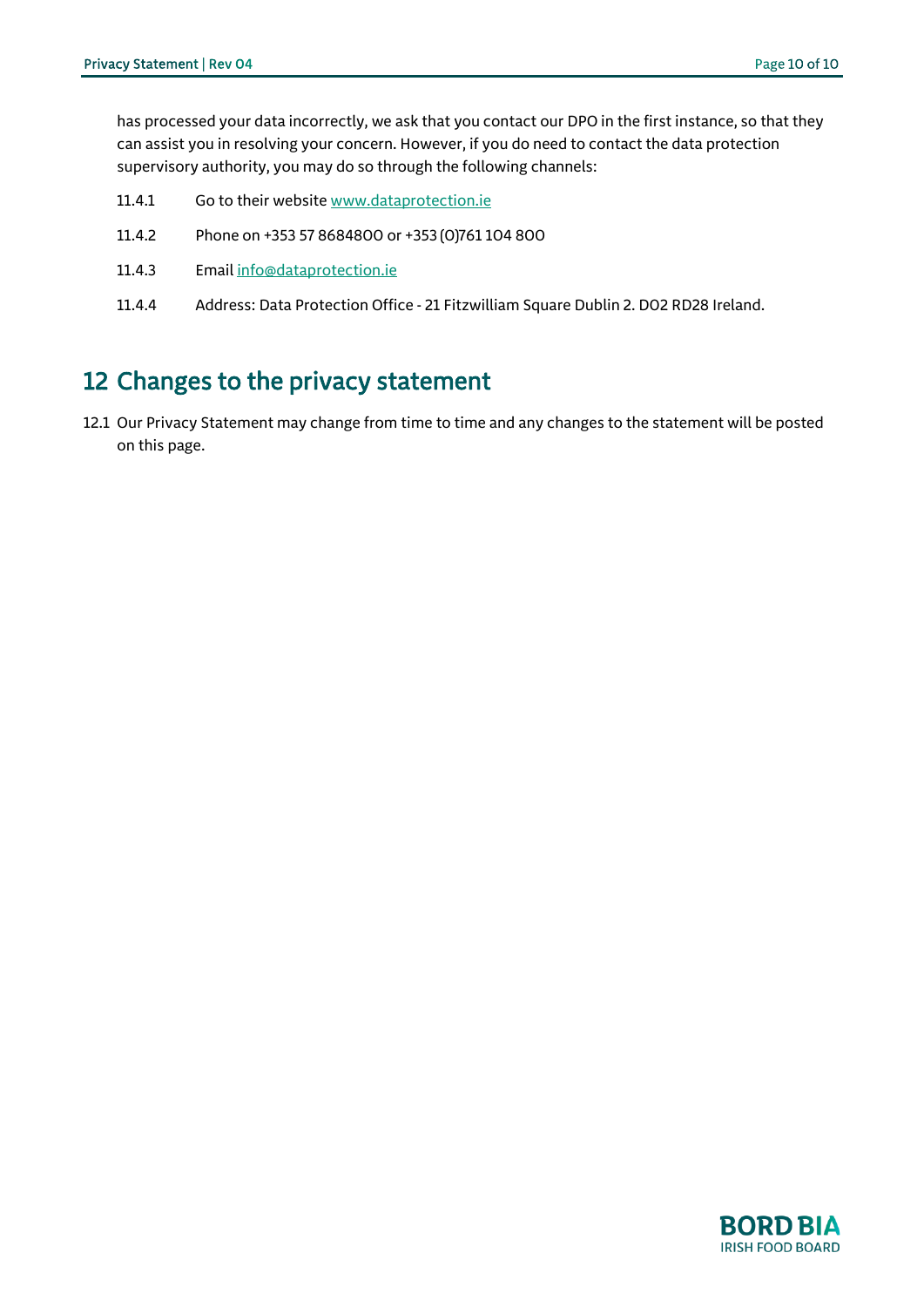has processed your data incorrectly, we ask that you contact our DPO in the first instance, so that they can assist you in resolving your concern. However, if you do need to contact the data protection supervisory authority, you may do so through the following channels:

11.4.1 Go to their website www.dataprotection.ie

11.4.2 Phone on +353 57 8684800 or +353 (0)761 104 800

11.4.3 Email info@dataprotection.ie

11.4.4 Address: Data Protection Office - 21 Fitzwilliam Square Dublin 2. D02 RD28 Ireland.

# 12 Changes to the privacy statement

12.1 Our Privacy Statement may change from time to time and any changes to the statement will be posted on this page.

BORD BIA
IRISH FOOD BOARD